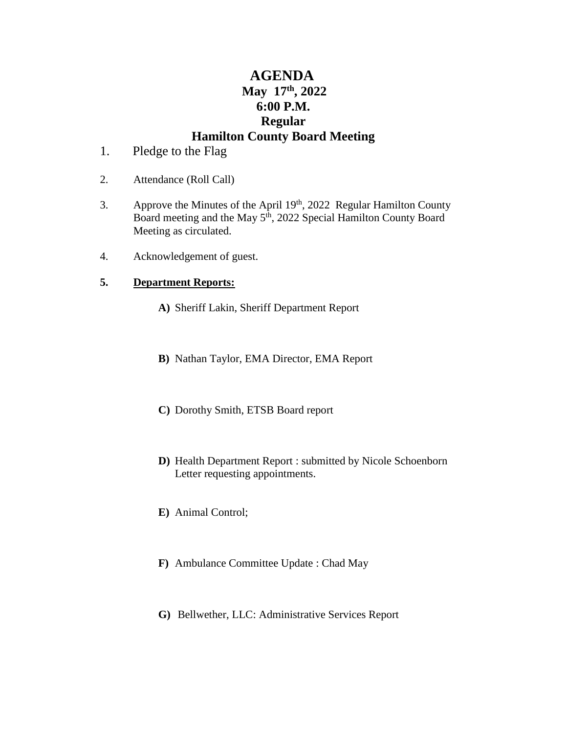# AGENDA
## May 17th, 2022
## 6:00 P.M.
## Regular
## Hamilton County Board Meeting

1. Pledge to the Flag

2. Attendance (Roll Call)

3. Approve the Minutes of the April 19th, 2022 Regular Hamilton County Board meeting and the May 5th, 2022 Special Hamilton County Board Meeting as circulated.

4. Acknowledgement of guest.

5. **Department Reports:**

   **A)** Sheriff Lakin, Sheriff Department Report

   **B)** Nathan Taylor, EMA Director, EMA Report

   **C)** Dorothy Smith, ETSB Board report

   **D)** Health Department Report : submitted by Nicole Schoenborn Letter requesting appointments.

   **E)** Animal Control;

   **F)** Ambulance Committee Update : Chad May

   **G)** Bellwether, LLC: Administrative Services Report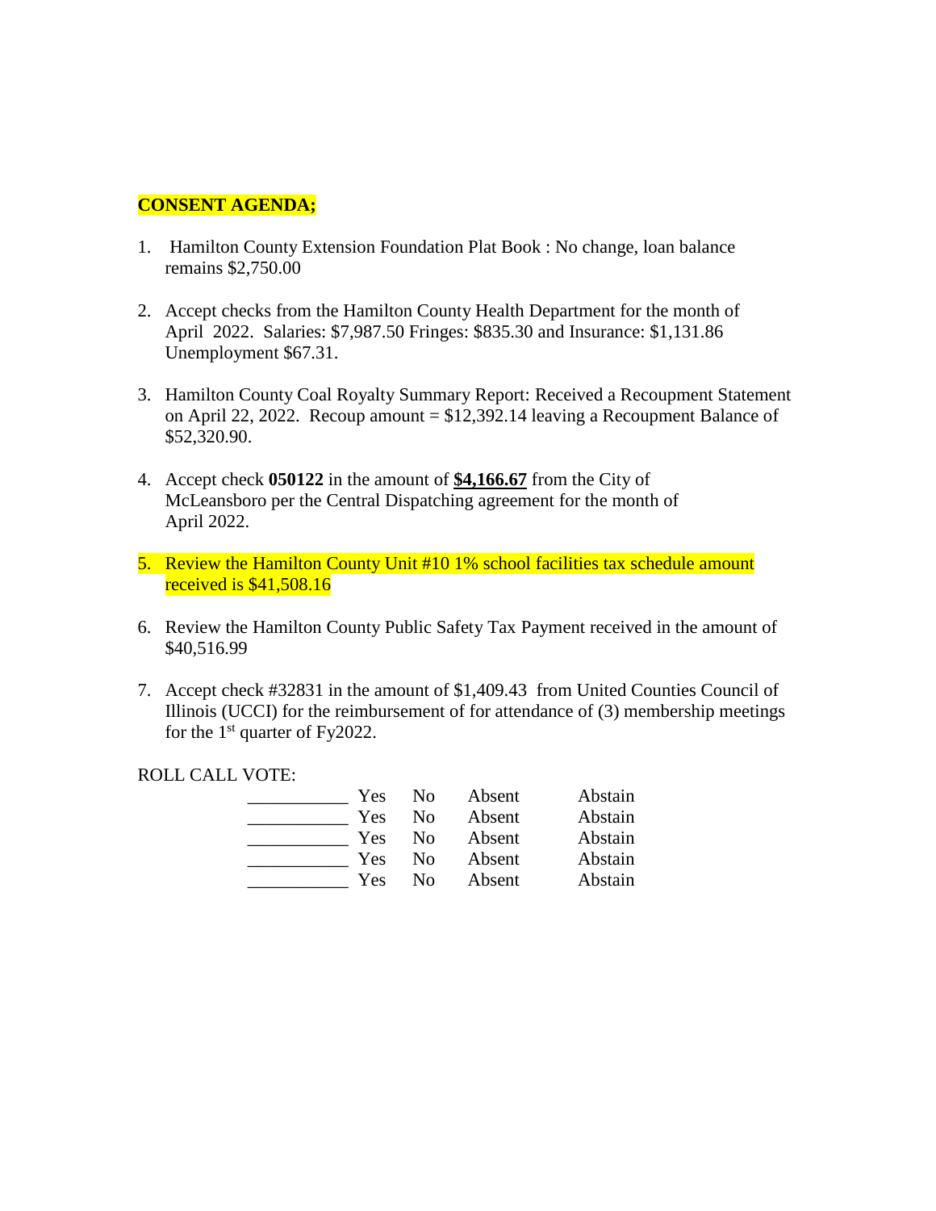**CONSENT AGENDA;**

1. Hamilton County Extension Foundation Plat Book : No change, loan balance remains $2,750.00

2. Accept checks from the Hamilton County Health Department for the month of April 2022. Salaries: $7,987.50 Fringes: $835.30 and Insurance: $1,131.86 Unemployment $67.31.

3. Hamilton County Coal Royalty Summary Report: Received a Recoupment Statement on April 22, 2022. Recoup amount = $12,392.14 leaving a Recoupment Balance of $52,320.90.

4. Accept check **050122** in the amount of **$4,166.67** from the City of McLeansboro per the Central Dispatching agreement for the month of April 2022.

5. Review the Hamilton County Unit #10 1% school facilities tax schedule amount received is $41,508.16

6. Review the Hamilton County Public Safety Tax Payment received in the amount of $40,516.99

7. Accept check #32831 in the amount of $1,409.43 from United Counties Council of Illinois (UCCI) for the reimbursement of for attendance of (3) membership meetings for the 1st quarter of Fy2022.

ROLL CALL VOTE:

| | | | | |
|---|---|---|---|---|
| ___________ | Yes | No | Absent | Abstain |
| ___________ | Yes | No | Absent | Abstain |
| ___________ | Yes | No | Absent | Abstain |
| ___________ | Yes | No | Absent | Abstain |
| ___________ | Yes | No | Absent | Abstain |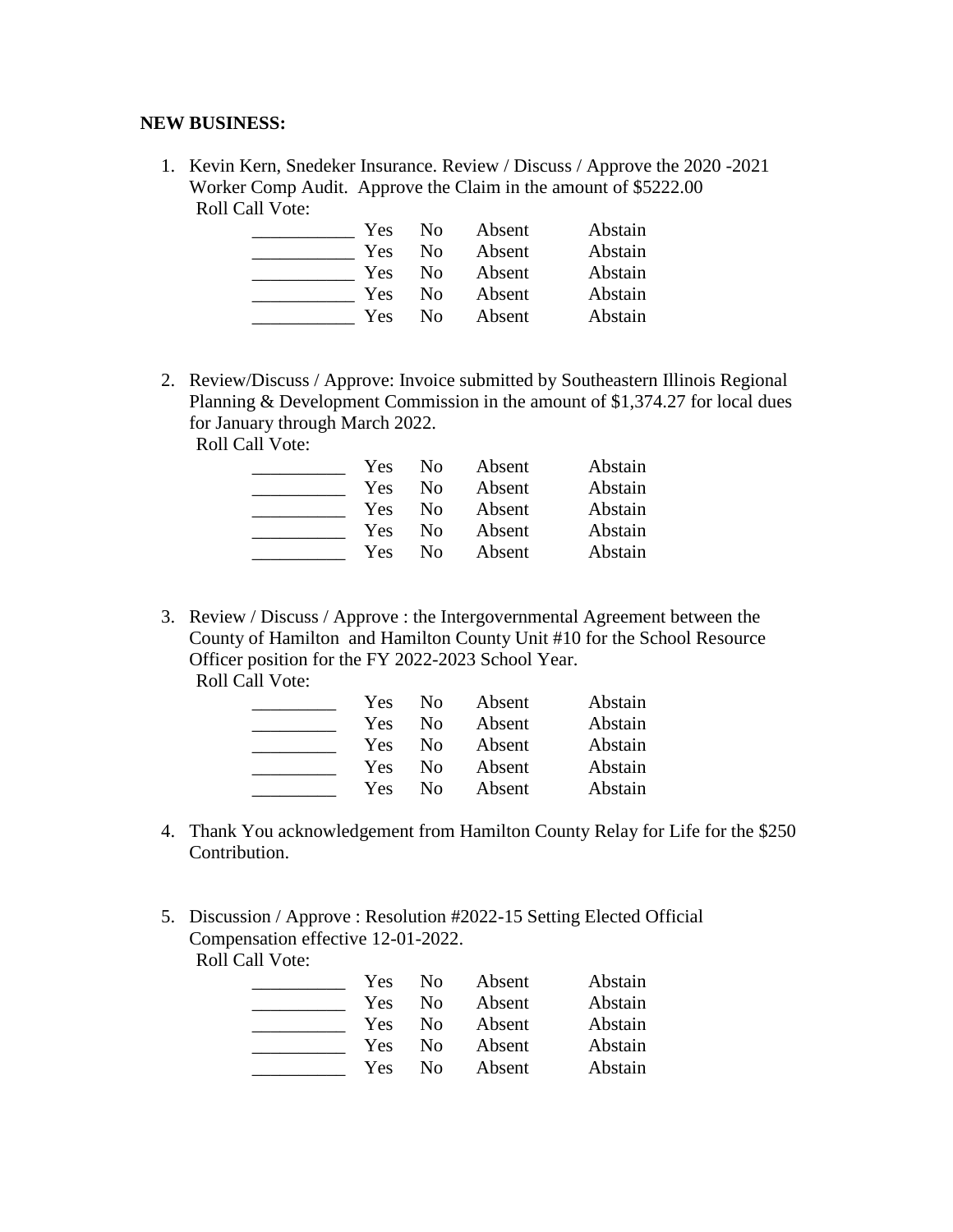**NEW BUSINESS:**

1. Kevin Kern, Snedeker Insurance. Review / Discuss / Approve the 2020 -2021 Worker Comp Audit. Approve the Claim in the amount of $5222.00
   Roll Call Vote:

   | | | | | |
   |---|---|---|---|---|
   | ___________ | Yes | No | Absent | Abstain |
   | ___________ | Yes | No | Absent | Abstain |
   | ___________ | Yes | No | Absent | Abstain |
   | ___________ | Yes | No | Absent | Abstain |
   | ___________ | Yes | No | Absent | Abstain |

2. Review/Discuss / Approve: Invoice submitted by Southeastern Illinois Regional Planning & Development Commission in the amount of $1,374.27 for local dues for January through March 2022.
   Roll Call Vote:

   | | | | | |
   |---|---|---|---|---|
   | __________ | Yes | No | Absent | Abstain |
   | __________ | Yes | No | Absent | Abstain |
   | __________ | Yes | No | Absent | Abstain |
   | __________ | Yes | No | Absent | Abstain |
   | __________ | Yes | No | Absent | Abstain |

3. Review / Discuss / Approve : the Intergovernmental Agreement between the County of Hamilton and Hamilton County Unit #10 for the School Resource Officer position for the FY 2022-2023 School Year.
   Roll Call Vote:

   | | | | | |
   |---|---|---|---|---|
   | _________ | Yes | No | Absent | Abstain |
   | _________ | Yes | No | Absent | Abstain |
   | _________ | Yes | No | Absent | Abstain |
   | _________ | Yes | No | Absent | Abstain |
   | _________ | Yes | No | Absent | Abstain |

4. Thank You acknowledgement from Hamilton County Relay for Life for the $250 Contribution.

5. Discussion / Approve : Resolution #2022-15 Setting Elected Official Compensation effective 12-01-2022.
   Roll Call Vote:

   | | | | | |
   |---|---|---|---|---|
   | __________ | Yes | No | Absent | Abstain |
   | __________ | Yes | No | Absent | Abstain |
   | __________ | Yes | No | Absent | Abstain |
   | __________ | Yes | No | Absent | Abstain |
   | __________ | Yes | No | Absent | Abstain |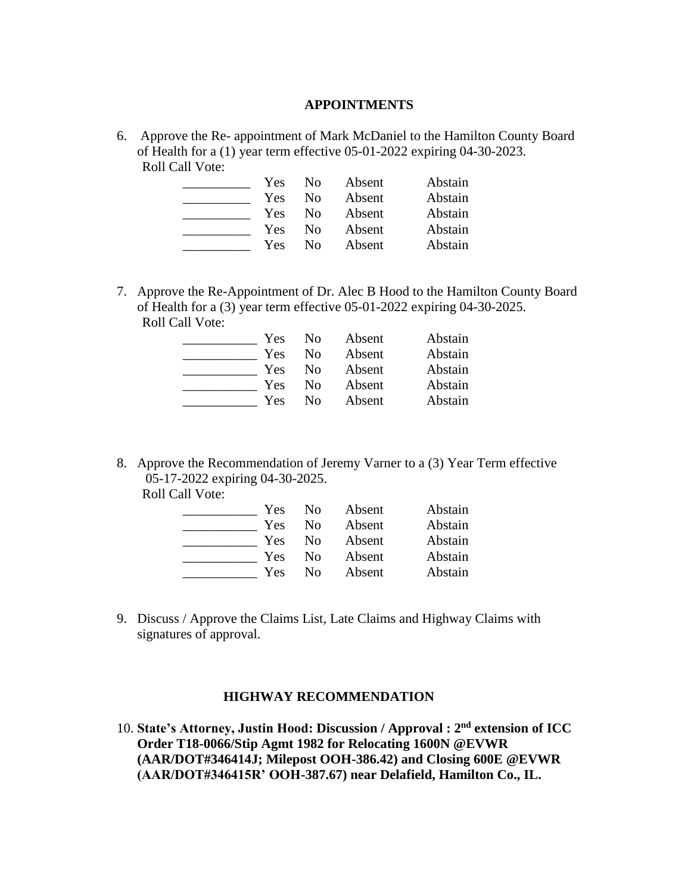## APPOINTMENTS

6. Approve the Re- appointment of Mark McDaniel to the Hamilton County Board of Health for a (1) year term effective 05-01-2022 expiring 04-30-2023.
   Roll Call Vote:

| | | | | |
|---|---|---|---|---|
| __________ | Yes | No | Absent | Abstain |
| __________ | Yes | No | Absent | Abstain |
| __________ | Yes | No | Absent | Abstain |
| __________ | Yes | No | Absent | Abstain |
| __________ | Yes | No | Absent | Abstain |

7. Approve the Re-Appointment of Dr. Alec B Hood to the Hamilton County Board of Health for a (3) year term effective 05-01-2022 expiring 04-30-2025.
   Roll Call Vote:

| | | | | |
|---|---|---|---|---|
| ___________ | Yes | No | Absent | Abstain |
| ___________ | Yes | No | Absent | Abstain |
| ___________ | Yes | No | Absent | Abstain |
| ___________ | Yes | No | Absent | Abstain |
| ___________ | Yes | No | Absent | Abstain |

8. Approve the Recommendation of Jeremy Varner to a (3) Year Term effective 05-17-2022 expiring 04-30-2025.
   Roll Call Vote:

| | | | | |
|---|---|---|---|---|
| ___________ | Yes | No | Absent | Abstain |
| ___________ | Yes | No | Absent | Abstain |
| ___________ | Yes | No | Absent | Abstain |
| ___________ | Yes | No | Absent | Abstain |
| ___________ | Yes | No | Absent | Abstain |

9. Discuss / Approve the Claims List, Late Claims and Highway Claims with signatures of approval.

## HIGHWAY RECOMMENDATION

10. **State's Attorney, Justin Hood: Discussion / Approval : 2nd extension of ICC Order T18-0066/Stip Agmt 1982 for Relocating 1600N @EVWR (AAR/DOT#346414J; Milepost OOH-386.42) and Closing 600E @EVWR (AAR/DOT#346415R' OOH-387.67) near Delafield, Hamilton Co., IL.**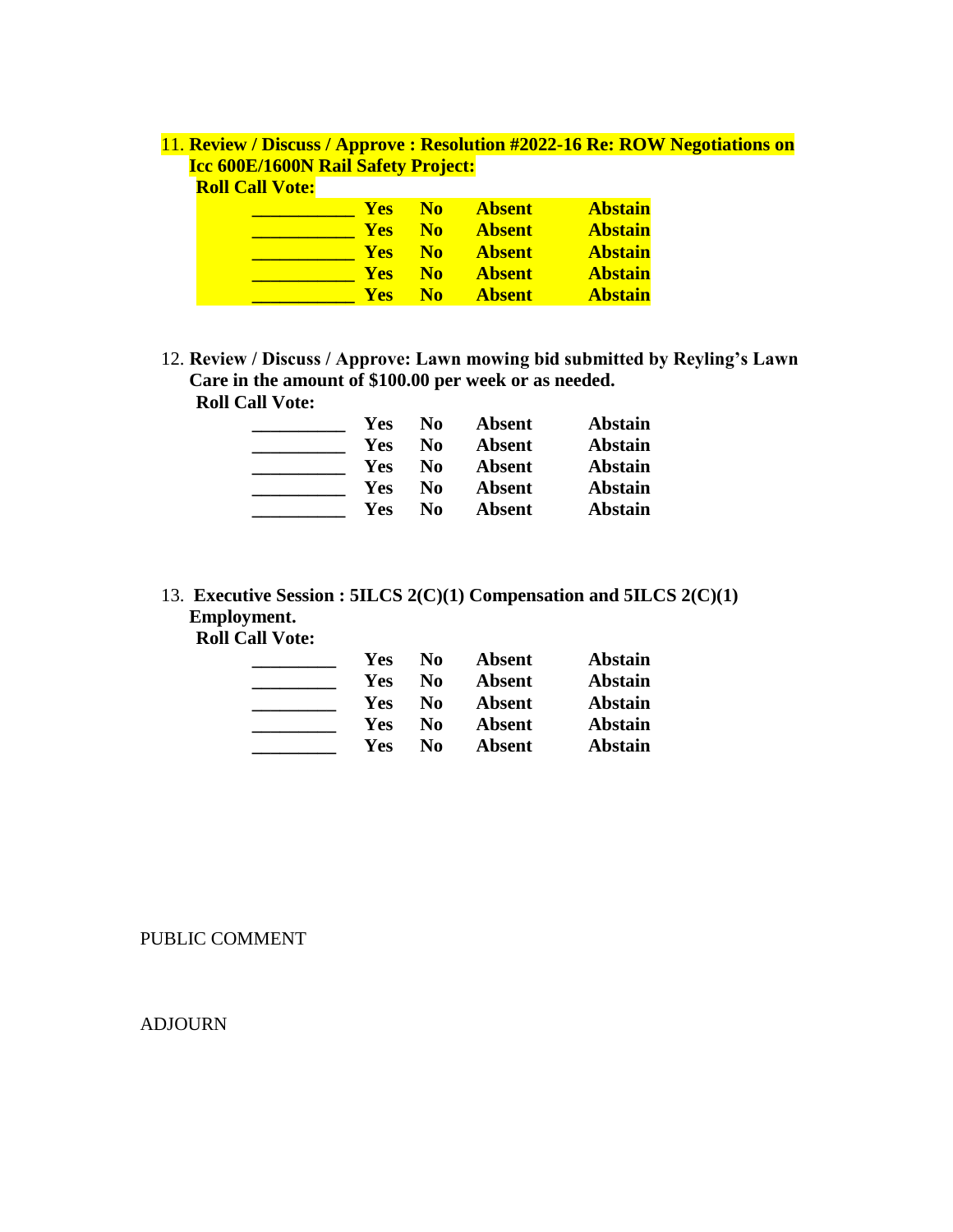11. **Review / Discuss / Approve : Resolution #2022-16 Re: ROW Negotiations on Icc 600E/1600N Rail Safety Project:**

**Roll Call Vote:**

| | | | | |
|---|---|---|---|---|
| ___________ | **Yes** | **No** | **Absent** | **Abstain** |
| ___________ | **Yes** | **No** | **Absent** | **Abstain** |
| ___________ | **Yes** | **No** | **Absent** | **Abstain** |
| ___________ | **Yes** | **No** | **Absent** | **Abstain** |
| ___________ | **Yes** | **No** | **Absent** | **Abstain** |

12. **Review / Discuss / Approve: Lawn mowing bid submitted by Reyling's Lawn Care in the amount of $100.00 per week or as needed.**

**Roll Call Vote:**

| | | | | |
|---|---|---|---|---|
| __________ | **Yes** | **No** | **Absent** | **Abstain** |
| __________ | **Yes** | **No** | **Absent** | **Abstain** |
| __________ | **Yes** | **No** | **Absent** | **Abstain** |
| __________ | **Yes** | **No** | **Absent** | **Abstain** |
| __________ | **Yes** | **No** | **Absent** | **Abstain** |

13. **Executive Session : 5ILCS 2(C)(1) Compensation and 5ILCS 2(C)(1) Employment.**

**Roll Call Vote:**

| | | | | |
|---|---|---|---|---|
| _________ | **Yes** | **No** | **Absent** | **Abstain** |
| _________ | **Yes** | **No** | **Absent** | **Abstain** |
| _________ | **Yes** | **No** | **Absent** | **Abstain** |
| _________ | **Yes** | **No** | **Absent** | **Abstain** |
| _________ | **Yes** | **No** | **Absent** | **Abstain** |

PUBLIC COMMENT

ADJOURN